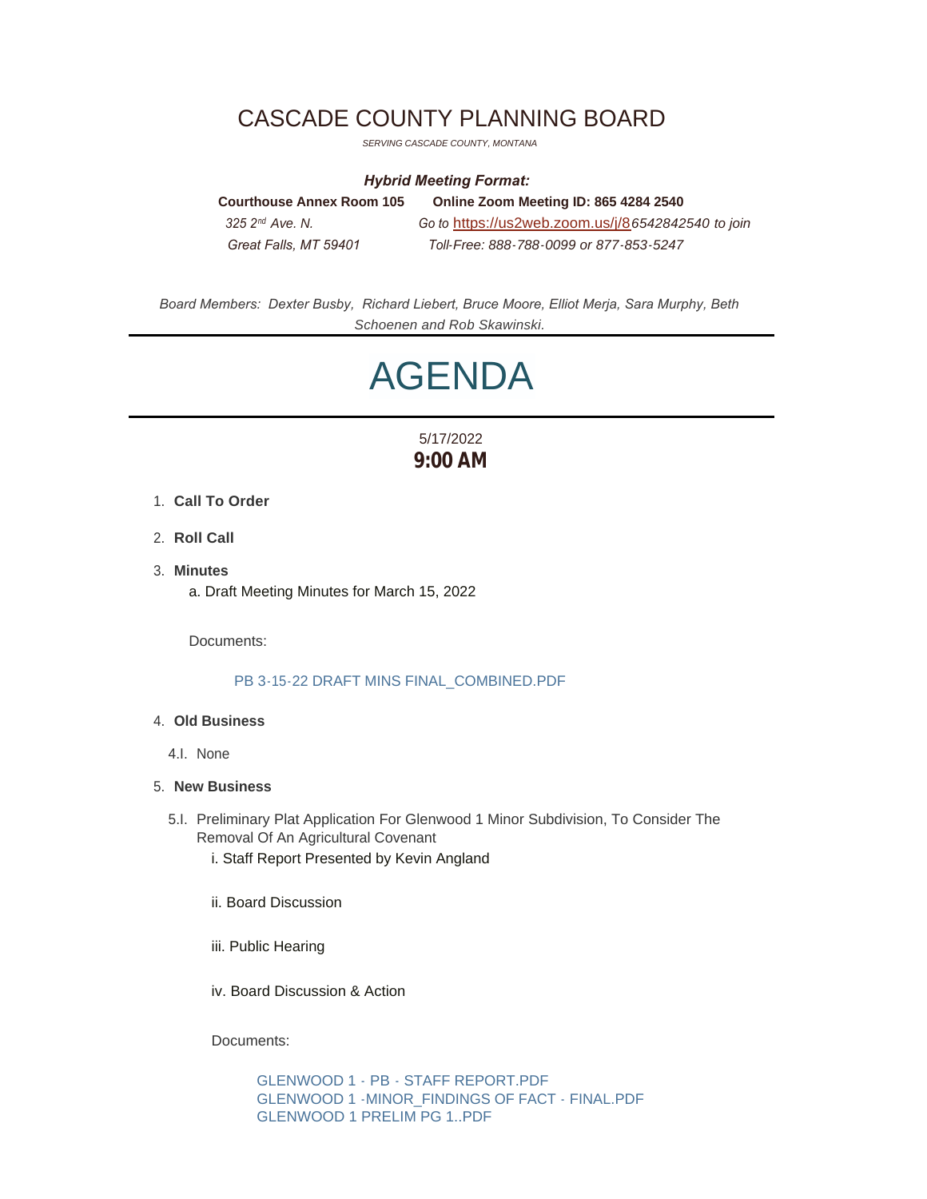# CASCADE COUNTY PLANNING BOARD

*SERVING CASCADE COUNTY, MONTANA*

***Hybrid Meeting Format:***

| **Courthouse Annex Room 105** | **Online Zoom Meeting ID: 865 4284 2540** |
|---|---|
| *325 2nd Ave. N.* | *Go to* https://us2web.zoom.us/j/86542842540 *to join* |
| *Great Falls, MT 59401* | *Toll-Free: 888-788-0099 or 877-853-5247* |

*Board Members: Dexter Busby, Richard Liebert, Bruce Moore, Elliot Merja, Sara Murphy, Beth Schoenen and Rob Skawinski.*

# AGENDA

5/17/2022

**9:00 AM**

1. **Call To Order**
2. **Roll Call**
3. **Minutes**

   a. Draft Meeting Minutes for March 15, 2022

   Documents:

   PB 3-15-22 DRAFT MINS FINAL_COMBINED.PDF

4. **Old Business**

   4.I. None

5. **New Business**

   5.I. Preliminary Plat Application For Glenwood 1 Minor Subdivision, To Consider The Removal Of An Agricultural Covenant

   i. Staff Report Presented by Kevin Angland

   ii. Board Discussion

   iii. Public Hearing

   iv. Board Discussion & Action

   Documents:

   GLENWOOD 1 - PB - STAFF REPORT.PDF
   GLENWOOD 1 -MINOR_FINDINGS OF FACT - FINAL.PDF
   GLENWOOD 1 PRELIM PG 1..PDF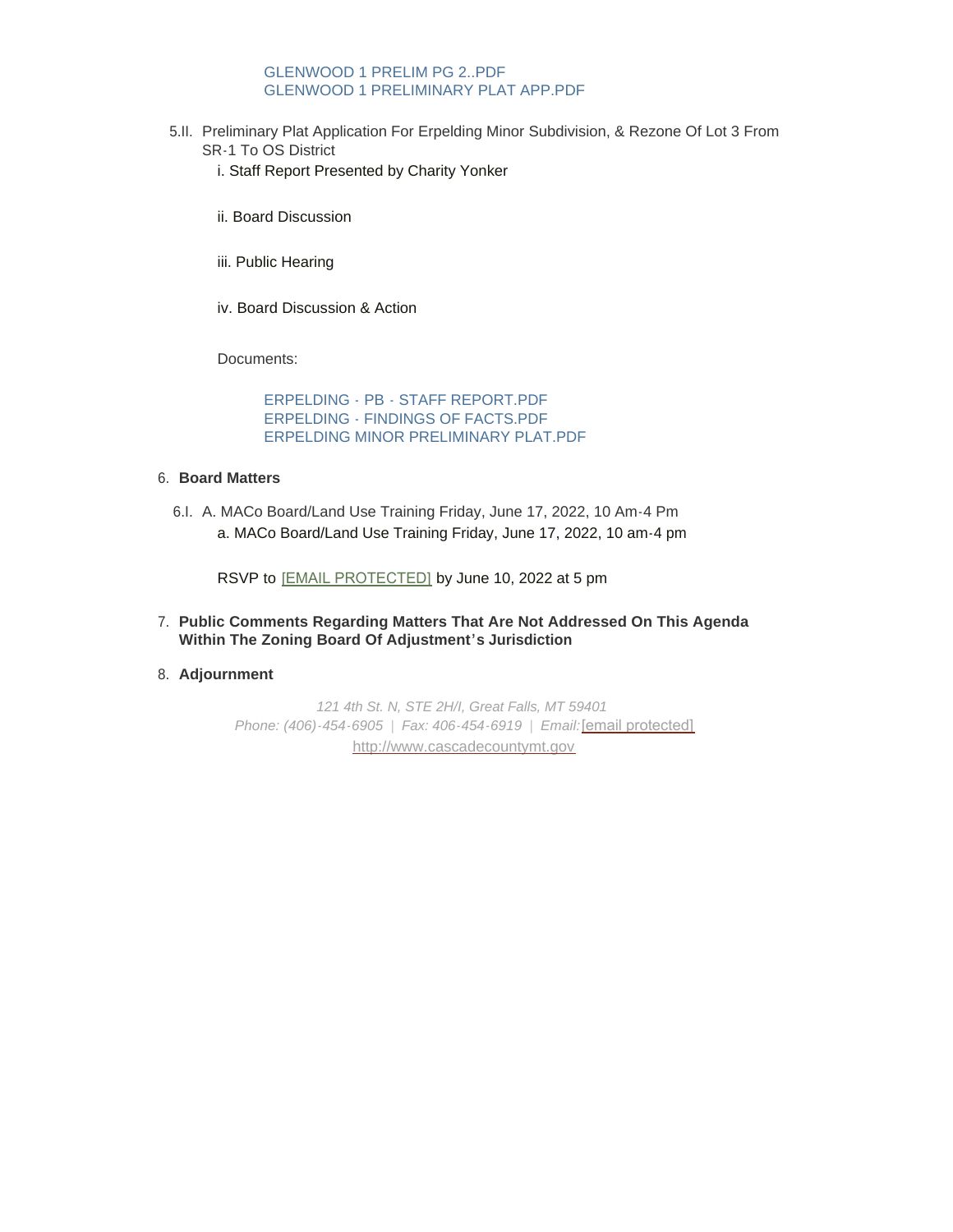GLENWOOD 1 PRELIM PG 2..PDF
GLENWOOD 1 PRELIMINARY PLAT APP.PDF

5.II. Preliminary Plat Application For Erpelding Minor Subdivision, & Rezone Of Lot 3 From SR-1 To OS District

i. Staff Report Presented by Charity Yonker

ii. Board Discussion

iii. Public Hearing

iv. Board Discussion & Action

Documents:

ERPELDING - PB - STAFF REPORT.PDF
ERPELDING - FINDINGS OF FACTS.PDF
ERPELDING MINOR PRELIMINARY PLAT.PDF

6. **Board Matters**

6.I. A. MACo Board/Land Use Training Friday, June 17, 2022, 10 Am-4 Pm

a. MACo Board/Land Use Training Friday, June 17, 2022, 10 am-4 pm

RSVP to [EMAIL PROTECTED] by June 10, 2022 at 5 pm

7. **Public Comments Regarding Matters That Are Not Addressed On This Agenda Within The Zoning Board Of Adjustment's Jurisdiction**

8. **Adjournment**

*121 4th St. N, STE 2H/I, Great Falls, MT 59401*
*Phone: (406)-454-6905 | Fax: 406-454-6919 | Email:* [email protected]
http://www.cascadecountymt.gov